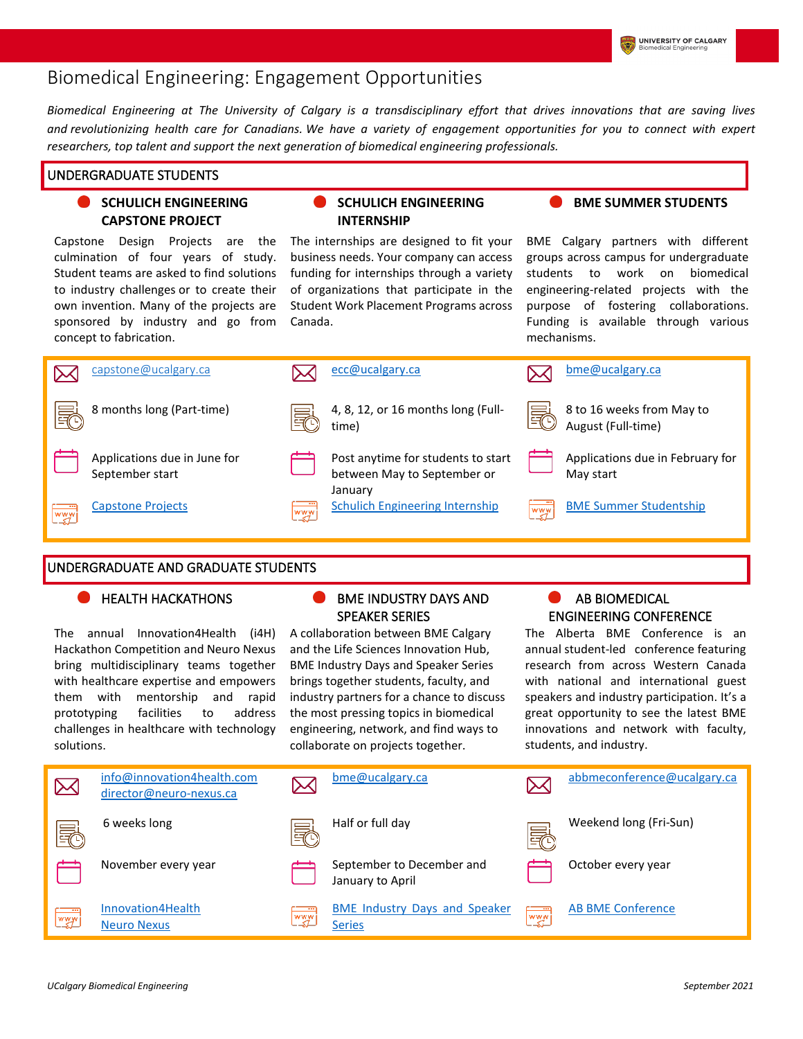# Biomedical Engineering: Engagement Opportunities

*Biomedical Engineering at The University of Calgary is a transdisciplinary effort that drives innovations that are saving lives and revolutionizing health care for Canadians. We have a variety of engagement opportunities for you to connect with expert researchers, top talent and support the next generation of biomedical engineering professionals.*

## UNDERGRADUATE STUDENTS

### SCHULICH ENGINEERING CAPSTONE PROJECT

Capstone Design Projects are the culmination of four years of study. Student teams are asked to find solutions to industry challenges or to create their own invention. Many of the projects are sponsored by industry and go from concept to fabrication.

- capstone@ucalgary.ca
- 8 months long (Part-time)
- Applications due in June for September start
- Capstone Projects

### SCHULICH ENGINEERING INTERNSHIP

The internships are designed to fit your business needs. Your company can access funding for internships through a variety of organizations that participate in the Student Work Placement Programs across Canada.

- ecc@ucalgary.ca
- 4, 8, 12, or 16 months long (Full-time)
- Post anytime for students to start between May to September or January
- Schulich Engineering Internship

### BME SUMMER STUDENTS

BME Calgary partners with different groups across campus for undergraduate students to work on biomedical engineering-related projects with the purpose of fostering collaborations. Funding is available through various mechanisms.

- bme@ucalgary.ca
- 8 to 16 weeks from May to August (Full-time)
- Applications due in February for May start
- BME Summer Studentship

## UNDERGRADUATE AND GRADUATE STUDENTS

### HEALTH HACKATHONS

The annual Innovation4Health (i4H) Hackathon Competition and Neuro Nexus bring multidisciplinary teams together with healthcare expertise and empowers them with mentorship and rapid prototyping facilities to address challenges in healthcare with technology solutions.

- info@innovation4health.com
  director@neuro-nexus.ca
- 6 weeks long
- November every year
- Innovation4Health
  Neuro Nexus

### BME INDUSTRY DAYS AND SPEAKER SERIES

A collaboration between BME Calgary and the Life Sciences Innovation Hub, BME Industry Days and Speaker Series brings together students, faculty, and industry partners for a chance to discuss the most pressing topics in biomedical engineering, network, and find ways to collaborate on projects together.

- bme@ucalgary.ca
- Half or full day
- September to December and January to April
- BME Industry Days and Speaker Series

### AB BIOMEDICAL ENGINEERING CONFERENCE

The Alberta BME Conference is an annual student-led conference featuring research from across Western Canada with national and international guest speakers and industry participation. It's a great opportunity to see the latest BME innovations and network with faculty, students, and industry.

- abbmeconference@ucalgary.ca
- Weekend long (Fri-Sun)
- October every year
- AB BME Conference

*UCalgary Biomedical Engineering* — *September 2021*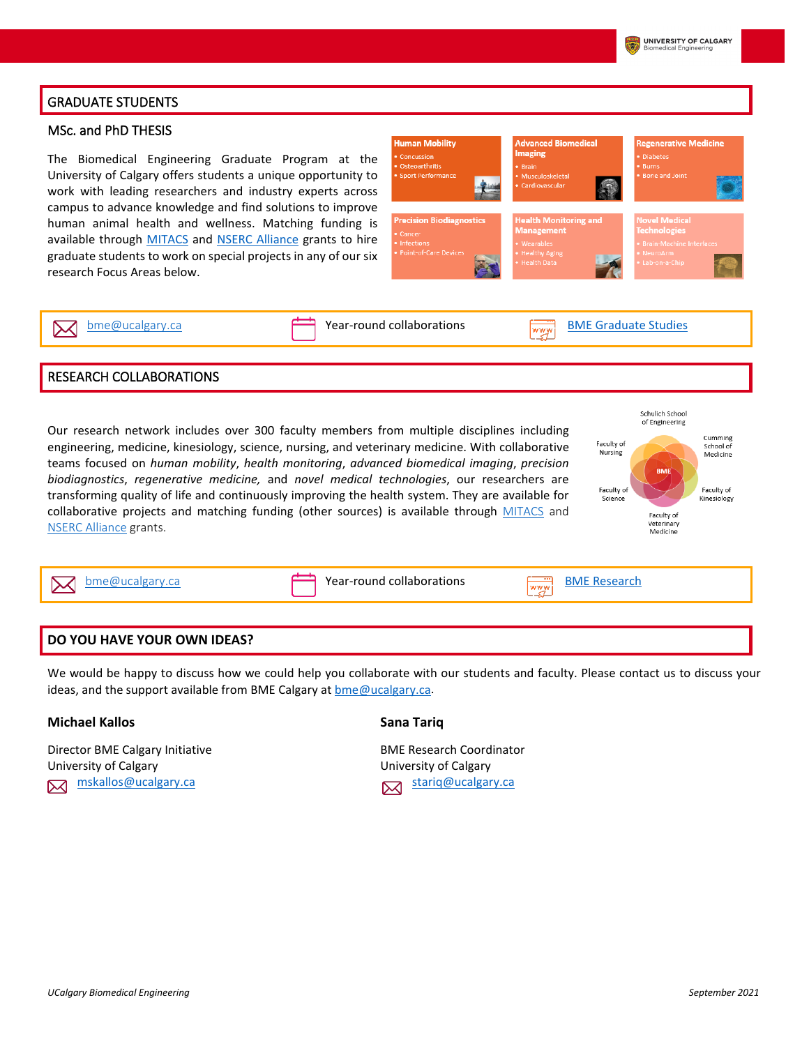## GRADUATE STUDENTS

### MSc. and PhD THESIS

The Biomedical Engineering Graduate Program at the University of Calgary offers students a unique opportunity to work with leading researchers and industry experts across campus to advance knowledge and find solutions to improve human animal health and wellness. Matching funding is available through MITACS and NSERC Alliance grants to hire graduate students to work on special projects in any of our six research Focus Areas below.

**Human Mobility**
- Concussion
- Osteoarthritis
- Sport Performance

**Advanced Biomedical Imaging**
- Brain
- Musculoskeletal
- Cardiovascular

**Regenerative Medicine**
- Diabetes
- Burns
- Bone and Joint

**Precision Biodiagnostics**
- Cancer
- Infections
- Point-of-Care Devices

**Health Monitoring and Management**
- Wearables
- Healthy Aging
- Health Data

**Novel Medical Technologies**
- Brain-Machine Interfaces
- NeuroArm
- Lab-on-a-Chip

bme@ucalgary.ca | Year-round collaborations | BME Graduate Studies

## RESEARCH COLLABORATIONS

Our research network includes over 300 faculty members from multiple disciplines including engineering, medicine, kinesiology, science, nursing, and veterinary medicine. With collaborative teams focused on *human mobility*, *health monitoring*, *advanced biomedical imaging*, *precision biodiagnostics*, *regenerative medicine,* and *novel medical technologies*, our researchers are transforming quality of life and continuously improving the health system. They are available for collaborative projects and matching funding (other sources) is available through MITACS and NSERC Alliance grants.

Schulich School of Engineering
Cumming School of Medicine
Faculty of Kinesiology
Faculty of Veterinary Medicine
Faculty of Science
Faculty of Nursing
BME

bme@ucalgary.ca | Year-round collaborations | BME Research

## DO YOU HAVE YOUR OWN IDEAS?

We would be happy to discuss how we could help you collaborate with our students and faculty. Please contact us to discuss your ideas, and the support available from BME Calgary at bme@ucalgary.ca.

**Michael Kallos**

Director BME Calgary Initiative
University of Calgary
mskallos@ucalgary.ca

**Sana Tariq**

BME Research Coordinator
University of Calgary
stariq@ucalgary.ca